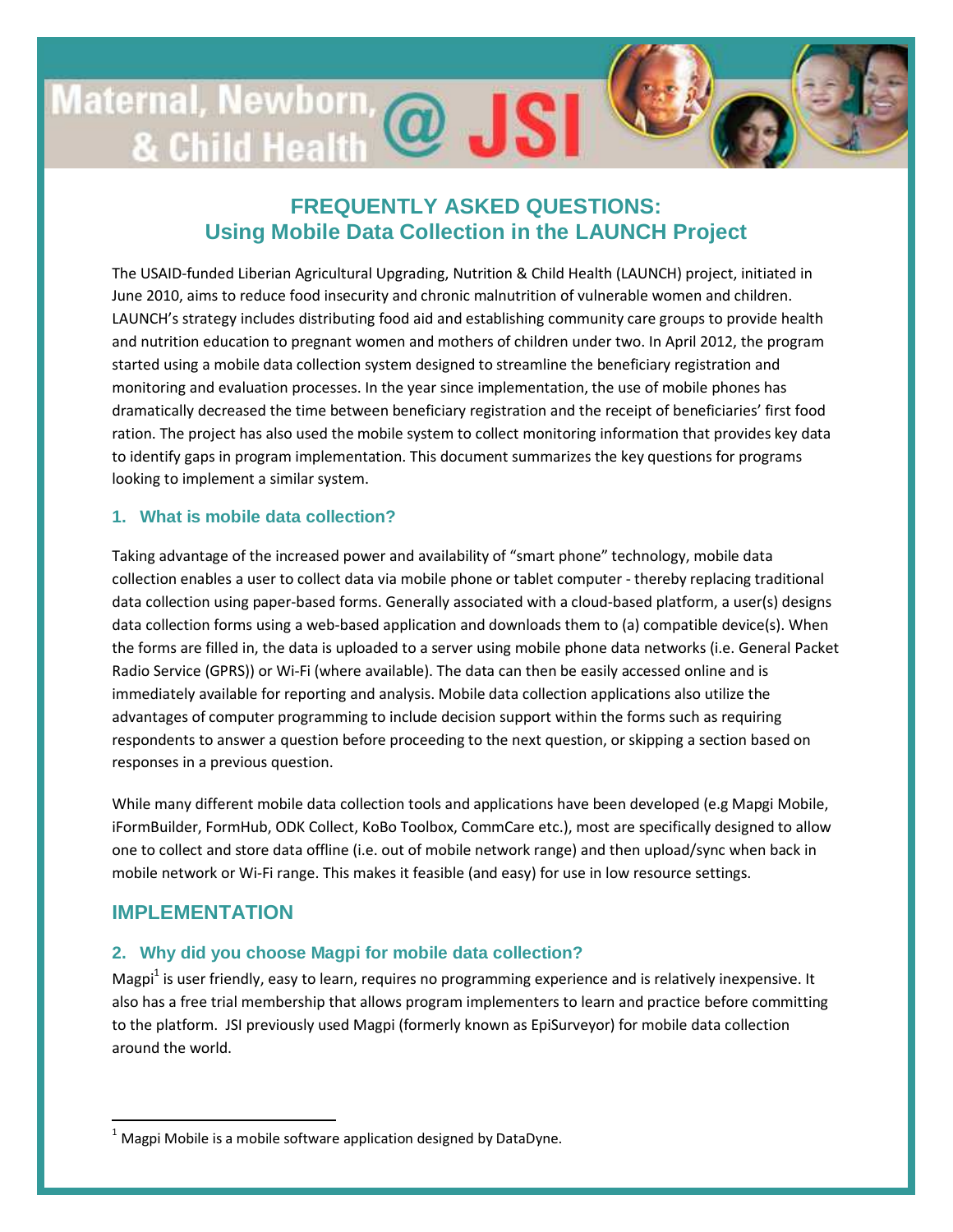# Maternal, Newborn, & Child Health @ JSI

## FREQUENTLY ASKED QUESTIONS: Using Mobile Data Collection in the LAUNCH Project

The USAID-funded Liberian Agricultural Upgrading, Nutrition & Child Health (LAUNCH) project, initiated in June 2010, aims to reduce food insecurity and chronic malnutrition of vulnerable women and children. LAUNCH's strategy includes distributing food aid and establishing community care groups to provide health and nutrition education to pregnant women and mothers of children under two. In April 2012, the program started using a mobile data collection system designed to streamline the beneficiary registration and monitoring and evaluation processes. In the year since implementation, the use of mobile phones has dramatically decreased the time between beneficiary registration and the receipt of beneficiaries' first food ration. The project has also used the mobile system to collect monitoring information that provides key data to identify gaps in program implementation. This document summarizes the key questions for programs looking to implement a similar system.

### 1. What is mobile data collection?

Taking advantage of the increased power and availability of "smart phone" technology, mobile data collection enables a user to collect data via mobile phone or tablet computer - thereby replacing traditional data collection using paper-based forms. Generally associated with a cloud-based platform, a user(s) designs data collection forms using a web-based application and downloads them to (a) compatible device(s). When the forms are filled in, the data is uploaded to a server using mobile phone data networks (i.e. General Packet Radio Service (GPRS)) or Wi-Fi (where available). The data can then be easily accessed online and is immediately available for reporting and analysis. Mobile data collection applications also utilize the advantages of computer programming to include decision support within the forms such as requiring respondents to answer a question before proceeding to the next question, or skipping a section based on responses in a previous question.

While many different mobile data collection tools and applications have been developed (e.g Mapgi Mobile, iFormBuilder, FormHub, ODK Collect, KoBo Toolbox, CommCare etc.), most are specifically designed to allow one to collect and store data offline (i.e. out of mobile network range) and then upload/sync when back in mobile network or Wi-Fi range. This makes it feasible (and easy) for use in low resource settings.

## IMPLEMENTATION

### 2. Why did you choose Magpi for mobile data collection?

Magpi[1] is user friendly, easy to learn, requires no programming experience and is relatively inexpensive. It also has a free trial membership that allows program implementers to learn and practice before committing to the platform. JSI previously used Magpi (formerly known as EpiSurveyor) for mobile data collection around the world.

---

[1] Magpi Mobile is a mobile software application designed by DataDyne.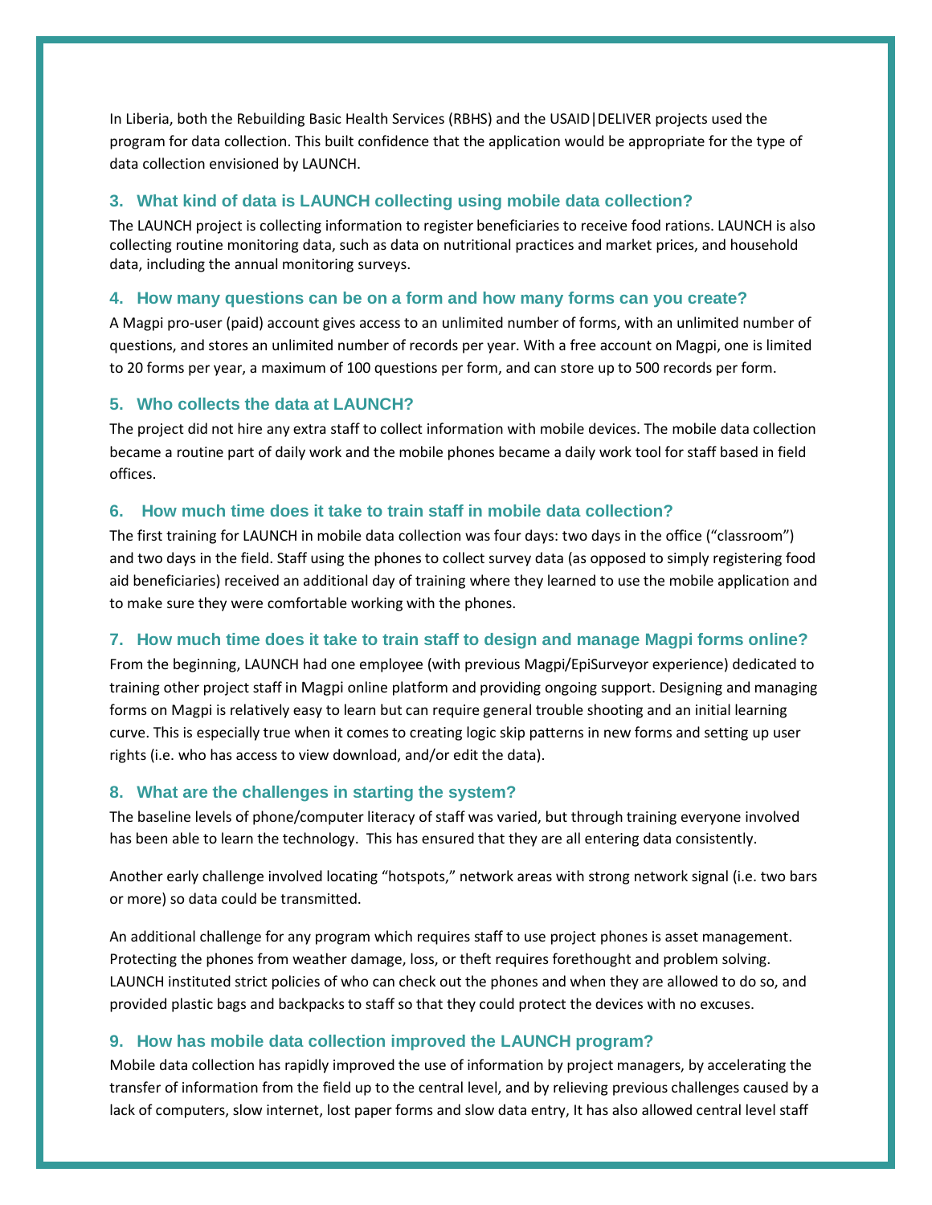In Liberia, both the Rebuilding Basic Health Services (RBHS) and the USAID|DELIVER projects used the program for data collection. This built confidence that the application would be appropriate for the type of data collection envisioned by LAUNCH.

### 3. What kind of data is LAUNCH collecting using mobile data collection?

The LAUNCH project is collecting information to register beneficiaries to receive food rations. LAUNCH is also collecting routine monitoring data, such as data on nutritional practices and market prices, and household data, including the annual monitoring surveys.

### 4. How many questions can be on a form and how many forms can you create?

A Magpi pro-user (paid) account gives access to an unlimited number of forms, with an unlimited number of questions, and stores an unlimited number of records per year. With a free account on Magpi, one is limited to 20 forms per year, a maximum of 100 questions per form, and can store up to 500 records per form.

### 5. Who collects the data at LAUNCH?

The project did not hire any extra staff to collect information with mobile devices. The mobile data collection became a routine part of daily work and the mobile phones became a daily work tool for staff based in field offices.

### 6. How much time does it take to train staff in mobile data collection?

The first training for LAUNCH in mobile data collection was four days: two days in the office ("classroom") and two days in the field. Staff using the phones to collect survey data (as opposed to simply registering food aid beneficiaries) received an additional day of training where they learned to use the mobile application and to make sure they were comfortable working with the phones.

### 7. How much time does it take to train staff to design and manage Magpi forms online?

From the beginning, LAUNCH had one employee (with previous Magpi/EpiSurveyor experience) dedicated to training other project staff in Magpi online platform and providing ongoing support. Designing and managing forms on Magpi is relatively easy to learn but can require general trouble shooting and an initial learning curve. This is especially true when it comes to creating logic skip patterns in new forms and setting up user rights (i.e. who has access to view download, and/or edit the data).

### 8. What are the challenges in starting the system?

The baseline levels of phone/computer literacy of staff was varied, but through training everyone involved has been able to learn the technology. This has ensured that they are all entering data consistently.

Another early challenge involved locating "hotspots," network areas with strong network signal (i.e. two bars or more) so data could be transmitted.

An additional challenge for any program which requires staff to use project phones is asset management. Protecting the phones from weather damage, loss, or theft requires forethought and problem solving. LAUNCH instituted strict policies of who can check out the phones and when they are allowed to do so, and provided plastic bags and backpacks to staff so that they could protect the devices with no excuses.

### 9. How has mobile data collection improved the LAUNCH program?

Mobile data collection has rapidly improved the use of information by project managers, by accelerating the transfer of information from the field up to the central level, and by relieving previous challenges caused by a lack of computers, slow internet, lost paper forms and slow data entry, It has also allowed central level staff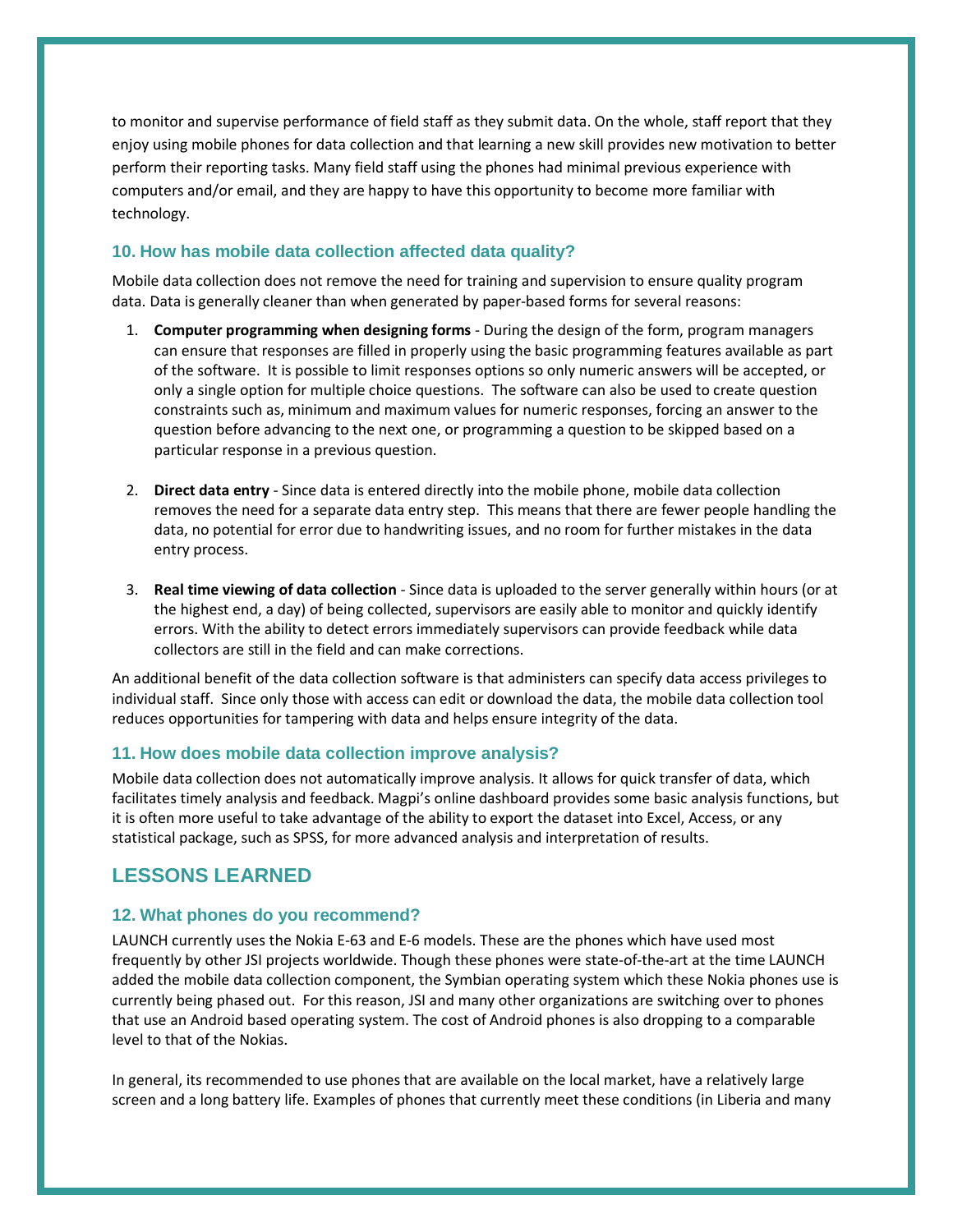to monitor and supervise performance of field staff as they submit data. On the whole, staff report that they enjoy using mobile phones for data collection and that learning a new skill provides new motivation to better perform their reporting tasks. Many field staff using the phones had minimal previous experience with computers and/or email, and they are happy to have this opportunity to become more familiar with technology.

### 10. How has mobile data collection affected data quality?

Mobile data collection does not remove the need for training and supervision to ensure quality program data. Data is generally cleaner than when generated by paper-based forms for several reasons:

1. **Computer programming when designing forms** - During the design of the form, program managers can ensure that responses are filled in properly using the basic programming features available as part of the software. It is possible to limit responses options so only numeric answers will be accepted, or only a single option for multiple choice questions. The software can also be used to create question constraints such as, minimum and maximum values for numeric responses, forcing an answer to the question before advancing to the next one, or programming a question to be skipped based on a particular response in a previous question.

2. **Direct data entry** - Since data is entered directly into the mobile phone, mobile data collection removes the need for a separate data entry step. This means that there are fewer people handling the data, no potential for error due to handwriting issues, and no room for further mistakes in the data entry process.

3. **Real time viewing of data collection** - Since data is uploaded to the server generally within hours (or at the highest end, a day) of being collected, supervisors are easily able to monitor and quickly identify errors. With the ability to detect errors immediately supervisors can provide feedback while data collectors are still in the field and can make corrections.

An additional benefit of the data collection software is that administers can specify data access privileges to individual staff. Since only those with access can edit or download the data, the mobile data collection tool reduces opportunities for tampering with data and helps ensure integrity of the data.

### 11. How does mobile data collection improve analysis?

Mobile data collection does not automatically improve analysis. It allows for quick transfer of data, which facilitates timely analysis and feedback. Magpi's online dashboard provides some basic analysis functions, but it is often more useful to take advantage of the ability to export the dataset into Excel, Access, or any statistical package, such as SPSS, for more advanced analysis and interpretation of results.

## LESSONS LEARNED

### 12. What phones do you recommend?

LAUNCH currently uses the Nokia E-63 and E-6 models. These are the phones which have used most frequently by other JSI projects worldwide. Though these phones were state-of-the-art at the time LAUNCH added the mobile data collection component, the Symbian operating system which these Nokia phones use is currently being phased out. For this reason, JSI and many other organizations are switching over to phones that use an Android based operating system. The cost of Android phones is also dropping to a comparable level to that of the Nokias.

In general, its recommended to use phones that are available on the local market, have a relatively large screen and a long battery life. Examples of phones that currently meet these conditions (in Liberia and many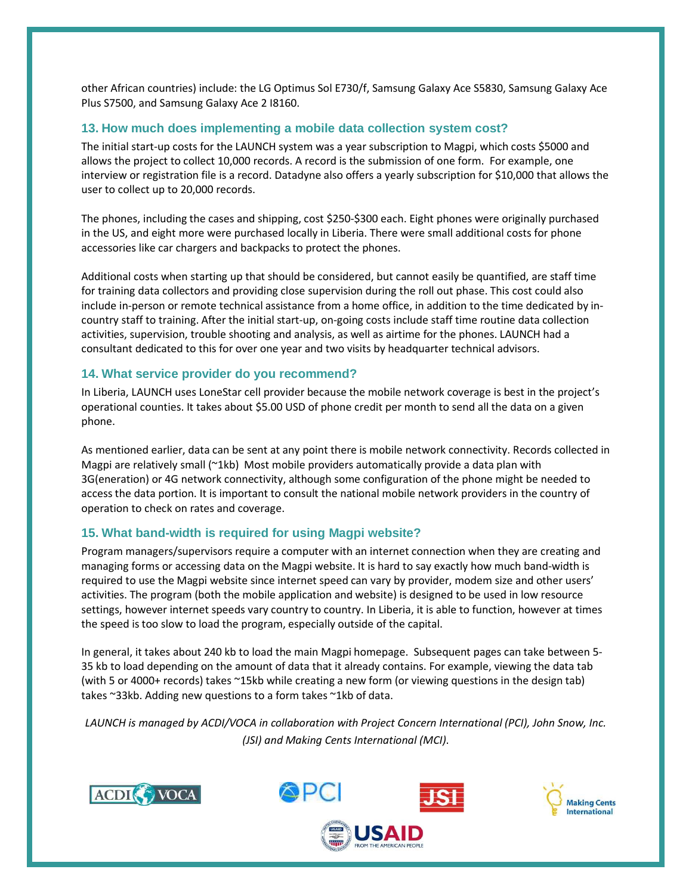other African countries) include: the LG Optimus Sol E730/f, Samsung Galaxy Ace S5830, Samsung Galaxy Ace Plus S7500, and Samsung Galaxy Ace 2 I8160.

## 13. How much does implementing a mobile data collection system cost?

The initial start-up costs for the LAUNCH system was a year subscription to Magpi, which costs $5000 and allows the project to collect 10,000 records. A record is the submission of one form. For example, one interview or registration file is a record. Datadyne also offers a yearly subscription for $10,000 that allows the user to collect up to 20,000 records.

The phones, including the cases and shipping, cost $250-$300 each. Eight phones were originally purchased in the US, and eight more were purchased locally in Liberia. There were small additional costs for phone accessories like car chargers and backpacks to protect the phones.

Additional costs when starting up that should be considered, but cannot easily be quantified, are staff time for training data collectors and providing close supervision during the roll out phase. This cost could also include in-person or remote technical assistance from a home office, in addition to the time dedicated by in-country staff to training. After the initial start-up, on-going costs include staff time routine data collection activities, supervision, trouble shooting and analysis, as well as airtime for the phones. LAUNCH had a consultant dedicated to this for over one year and two visits by headquarter technical advisors.

## 14. What service provider do you recommend?

In Liberia, LAUNCH uses LoneStar cell provider because the mobile network coverage is best in the project's operational counties. It takes about $5.00 USD of phone credit per month to send all the data on a given phone.

As mentioned earlier, data can be sent at any point there is mobile network connectivity. Records collected in Magpi are relatively small (~1kb) Most mobile providers automatically provide a data plan with 3G(eneration) or 4G network connectivity, although some configuration of the phone might be needed to access the data portion. It is important to consult the national mobile network providers in the country of operation to check on rates and coverage.

## 15. What band-width is required for using Magpi website?

Program managers/supervisors require a computer with an internet connection when they are creating and managing forms or accessing data on the Magpi website. It is hard to say exactly how much band-width is required to use the Magpi website since internet speed can vary by provider, modem size and other users' activities. The program (both the mobile application and website) is designed to be used in low resource settings, however internet speeds vary country to country. In Liberia, it is able to function, however at times the speed is too slow to load the program, especially outside of the capital.

In general, it takes about 240 kb to load the main Magpi homepage. Subsequent pages can take between 5-35 kb to load depending on the amount of data that it already contains. For example, viewing the data tab (with 5 or 4000+ records) takes ~15kb while creating a new form (or viewing questions in the design tab) takes ~33kb. Adding new questions to a form takes ~1kb of data.

*LAUNCH is managed by ACDI/VOCA in collaboration with Project Concern International (PCI), John Snow, Inc. (JSI) and Making Cents International (MCI).*

ACDI VOCA PCI JSI Making Cents International USAID FROM THE AMERICAN PEOPLE